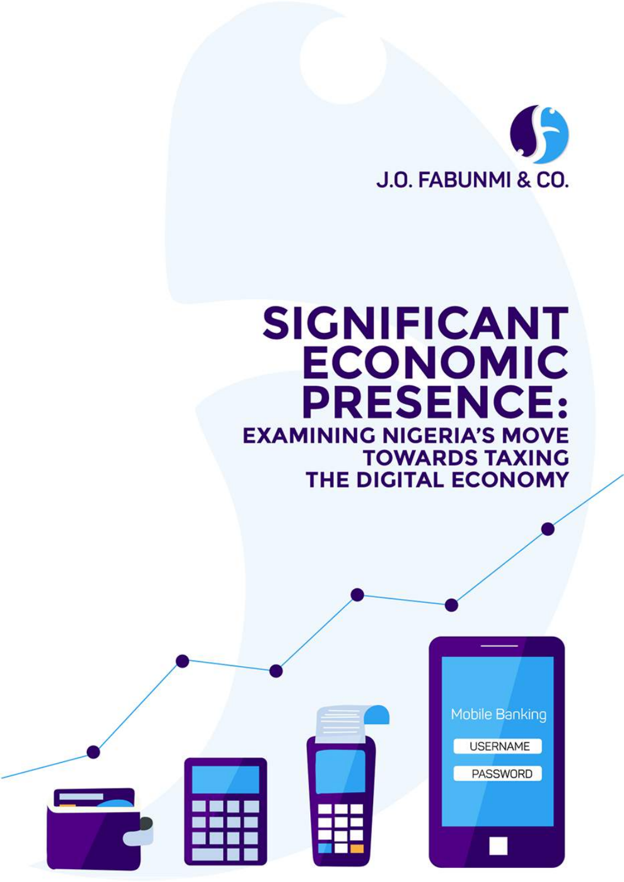J.O. FABUNMI & CO.

# SIGNIFICANT ECONOMIC PRESENCE:

## EXAMINING NIGERIA'S MOVE TOWARDS TAXING THE DIGITAL ECONOMY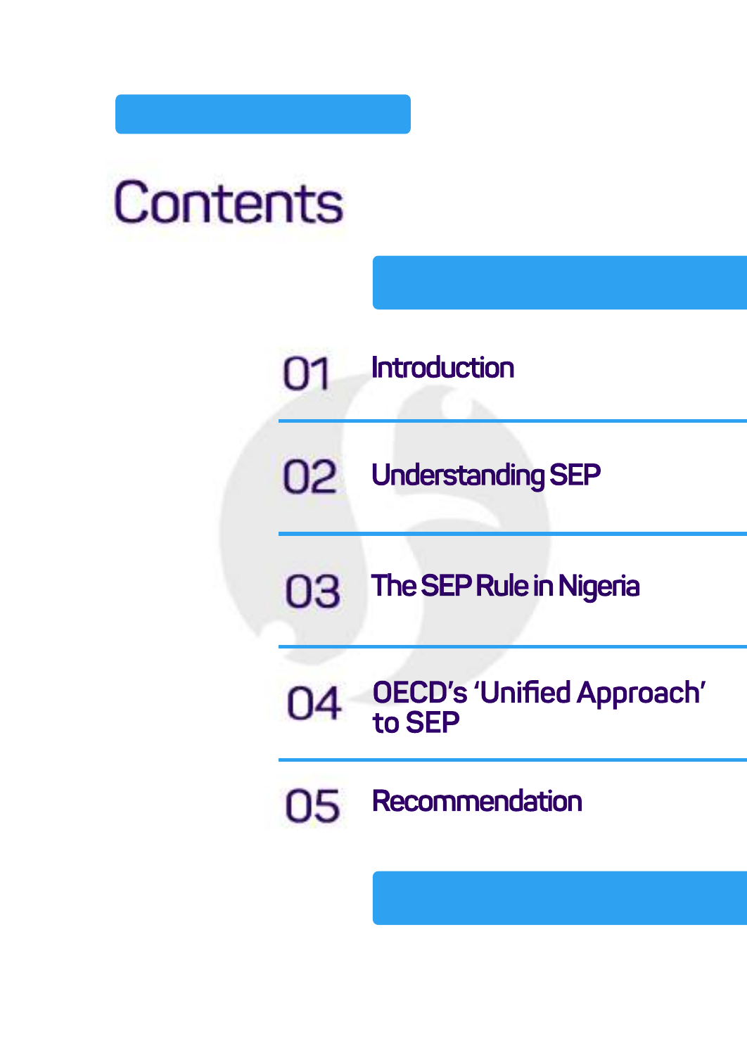# Contents

01 Introduction

02 Understanding SEP

03 The SEP Rule in Nigeria

04 OECD's 'Unified Approach' to SEP

05 Recommendation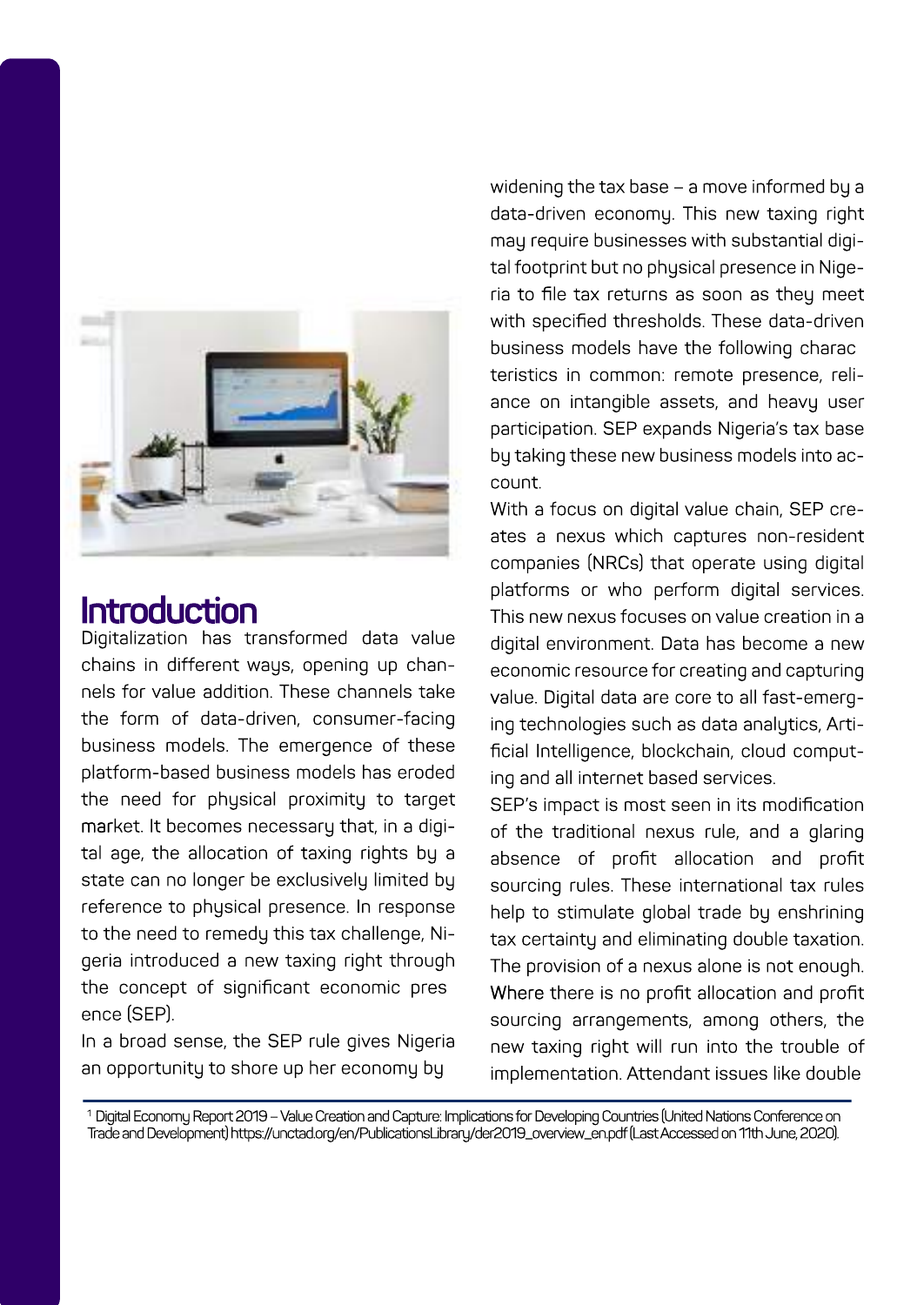# Introduction

Digitalization has transformed data value chains in different ways, opening up channels for value addition. These channels take the form of data-driven, consumer-facing business models. The emergence of these platform-based business models has eroded the need for physical proximity to target market. It becomes necessary that, in a digital age, the allocation of taxing rights by a state can no longer be exclusively limited by reference to physical presence. In response to the need to remedy this tax challenge, Nigeria introduced a new taxing right through the concept of significant economic presence (SEP).

In a broad sense, the SEP rule gives Nigeria an opportunity to shore up her economy by widening the tax base – a move informed by a data-driven economy. This new taxing right may require businesses with substantial digital footprint but no physical presence in Nigeria to file tax returns as soon as they meet with specified thresholds. These data-driven business models have the following characteristics in common: remote presence, reliance on intangible assets, and heavy user participation. SEP expands Nigeria's tax base by taking these new business models into account.

With a focus on digital value chain, SEP creates a nexus which captures non-resident companies (NRCs) that operate using digital platforms or who perform digital services. This new nexus focuses on value creation in a digital environment. Data has become a new economic resource for creating and capturing value. Digital data are core to all fast-emerging technologies such as data analytics, Artificial Intelligence, blockchain, cloud computing and all internet based services.

SEP's impact is most seen in its modification of the traditional nexus rule, and a glaring absence of profit allocation and profit sourcing rules. These international tax rules help to stimulate global trade by enshrining tax certainty and eliminating double taxation. The provision of a nexus alone is not enough. Where there is no profit allocation and profit sourcing arrangements, among others, the new taxing right will run into the trouble of implementation. Attendant issues like double

---

[1] Digital Economy Report 2019 – Value Creation and Capture: Implications for Developing Countries (United Nations Conference on Trade and Development) https://unctad.org/en/PublicationsLibrary/der2019_overview_en.pdf (Last Accessed on 11th June, 2020).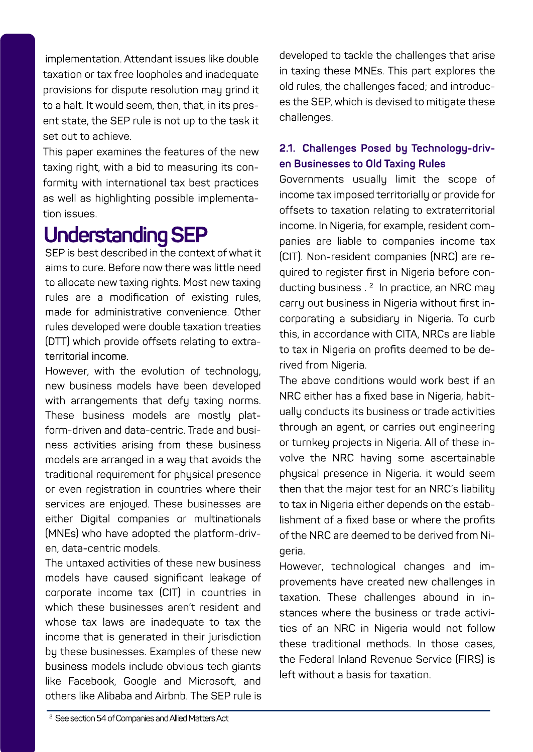implementation. Attendant issues like double taxation or tax free loopholes and inadequate provisions for dispute resolution may grind it to a halt. It would seem, then, that, in its present state, the SEP rule is not up to the task it set out to achieve.

This paper examines the features of the new taxing right, with a bid to measuring its conformity with international tax best practices as well as highlighting possible implementation issues.

# Understanding SEP

SEP is best described in the context of what it aims to cure. Before now there was little need to allocate new taxing rights. Most new taxing rules are a modification of existing rules, made for administrative convenience. Other rules developed were double taxation treaties (DTT) which provide offsets relating to extraterritorial income.

However, with the evolution of technology, new business models have been developed with arrangements that defy taxing norms. These business models are mostly platform-driven and data-centric. Trade and business activities arising from these business models are arranged in a way that avoids the traditional requirement for physical presence or even registration in countries where their services are enjoyed. These businesses are either Digital companies or multinationals (MNEs) who have adopted the platform-driven, data-centric models.

The untaxed activities of these new business models have caused significant leakage of corporate income tax (CIT) in countries in which these businesses aren't resident and whose tax laws are inadequate to tax the income that is generated in their jurisdiction by these businesses. Examples of these new business models include obvious tech giants like Facebook, Google and Microsoft, and others like Alibaba and Airbnb. The SEP rule is developed to tackle the challenges that arise in taxing these MNEs. This part explores the old rules, the challenges faced; and introduces the SEP, which is devised to mitigate these challenges.

## 2.1. Challenges Posed by Technology-driven Businesses to Old Taxing Rules

Governments usually limit the scope of income tax imposed territorially or provide for offsets to taxation relating to extraterritorial income. In Nigeria, for example, resident companies are liable to companies income tax (CIT). Non-resident companies (NRC) are required to register first in Nigeria before conducting business .[2] In practice, an NRC may carry out business in Nigeria without first incorporating a subsidiary in Nigeria. To curb this, in accordance with CITA, NRCs are liable to tax in Nigeria on profits deemed to be derived from Nigeria.

The above conditions would work best if an NRC either has a fixed base in Nigeria, habitually conducts its business or trade activities through an agent, or carries out engineering or turnkey projects in Nigeria. All of these involve the NRC having some ascertainable physical presence in Nigeria. it would seem then that the major test for an NRC's liability to tax in Nigeria either depends on the establishment of a fixed base or where the profits of the NRC are deemed to be derived from Nigeria.

However, technological changes and improvements have created new challenges in taxation. These challenges abound in instances where the business or trade activities of an NRC in Nigeria would not follow these traditional methods. In those cases, the Federal Inland Revenue Service (FIRS) is left without a basis for taxation.

---

[2] See section 54 of Companies and Allied Matters Act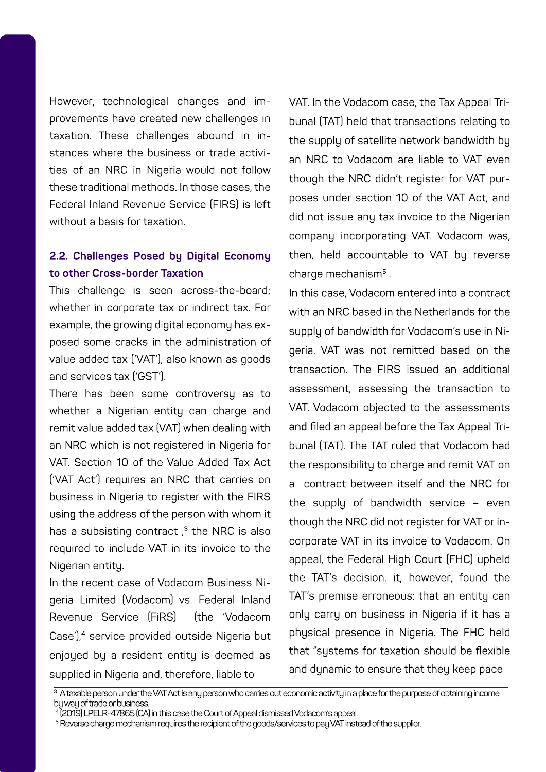However, technological changes and improvements have created new challenges in taxation. These challenges abound in instances where the business or trade activities of an NRC in Nigeria would not follow these traditional methods. In those cases, the Federal Inland Revenue Service (FIRS) is left without a basis for taxation.

### 2.2. Challenges Posed by Digital Economy to other Cross-border Taxation

This challenge is seen across-the-board; whether in corporate tax or indirect tax. For example, the growing digital economy has exposed some cracks in the administration of value added tax ('VAT'), also known as goods and services tax ('GST').

There has been some controversy as to whether a Nigerian entity can charge and remit value added tax (VAT) when dealing with an NRC which is not registered in Nigeria for VAT. Section 10 of the Value Added Tax Act ('VAT Act') requires an NRC that carries on business in Nigeria to register with the FIRS using the address of the person with whom it has a subsisting contract ,[3] the NRC is also required to include VAT in its invoice to the Nigerian entity.

In the recent case of Vodacom Business Nigeria Limited (Vodacom) vs. Federal Inland Revenue Service (FiRS) (the 'Vodacom Case'),[4] service provided outside Nigeria but enjoyed by a resident entity is deemed as supplied in Nigeria and, therefore, liable to VAT. In the Vodacom case, the Tax Appeal Tribunal (TAT) held that transactions relating to the supply of satellite network bandwidth by an NRC to Vodacom are liable to VAT even though the NRC didn't register for VAT purposes under section 10 of the VAT Act, and did not issue any tax invoice to the Nigerian company incorporating VAT. Vodacom was, then, held accountable to VAT by reverse charge mechanism[5] .

In this case, Vodacom entered into a contract with an NRC based in the Netherlands for the supply of bandwidth for Vodacom's use in Nigeria. VAT was not remitted based on the transaction. The FIRS issued an additional assessment, assessing the transaction to VAT. Vodacom objected to the assessments and filed an appeal before the Tax Appeal Tribunal (TAT). The TAT ruled that Vodacom had the responsibility to charge and remit VAT on a contract between itself and the NRC for the supply of bandwidth service – even though the NRC did not register for VAT or incorporate VAT in its invoice to Vodacom. On appeal, the Federal High Court (FHC) upheld the TAT's decision. it, however, found the TAT's premise erroneous: that an entity can only carry on business in Nigeria if it has a physical presence in Nigeria. The FHC held that "systems for taxation should be flexible and dynamic to ensure that they keep pace

---

[3] A taxable person under the VAT Act is any person who carries out economic activity in a place for the purpose of obtaining income by way of trade or business.

[4] (2019) LPELR-47865 (CA) in this case the Court of Appeal dismissed Vodacom's appeal.

[5] Reverse charge mechanism requires the recipient of the goods/services to pay VAT instead of the supplier.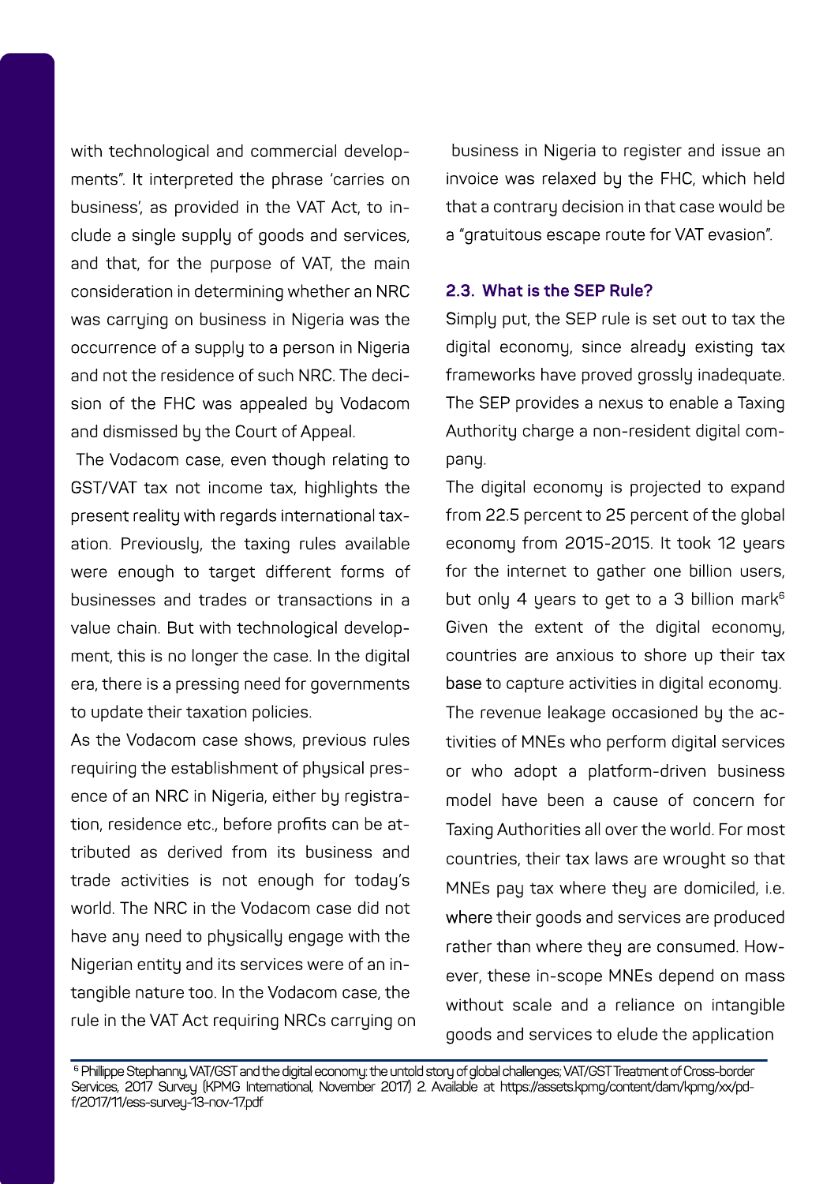with technological and commercial developments". It interpreted the phrase 'carries on business', as provided in the VAT Act, to include a single supply of goods and services, and that, for the purpose of VAT, the main consideration in determining whether an NRC was carrying on business in Nigeria was the occurrence of a supply to a person in Nigeria and not the residence of such NRC. The decision of the FHC was appealed by Vodacom and dismissed by the Court of Appeal.

The Vodacom case, even though relating to GST/VAT tax not income tax, highlights the present reality with regards international taxation. Previously, the taxing rules available were enough to target different forms of businesses and trades or transactions in a value chain. But with technological development, this is no longer the case. In the digital era, there is a pressing need for governments to update their taxation policies.

As the Vodacom case shows, previous rules requiring the establishment of physical presence of an NRC in Nigeria, either by registration, residence etc., before profits can be attributed as derived from its business and trade activities is not enough for today's world. The NRC in the Vodacom case did not have any need to physically engage with the Nigerian entity and its services were of an intangible nature too. In the Vodacom case, the rule in the VAT Act requiring NRCs carrying on business in Nigeria to register and issue an invoice was relaxed by the FHC, which held that a contrary decision in that case would be a "gratuitous escape route for VAT evasion".

### 2.3. What is the SEP Rule?

Simply put, the SEP rule is set out to tax the digital economy, since already existing tax frameworks have proved grossly inadequate. The SEP provides a nexus to enable a Taxing Authority charge a non-resident digital company.

The digital economy is projected to expand from 22.5 percent to 25 percent of the global economy from 2015-2015. It took 12 years for the internet to gather one billion users, but only 4 years to get to a 3 billion mark[6] Given the extent of the digital economy, countries are anxious to shore up their tax base to capture activities in digital economy. The revenue leakage occasioned by the activities of MNEs who perform digital services or who adopt a platform-driven business model have been a cause of concern for Taxing Authorities all over the world. For most countries, their tax laws are wrought so that MNEs pay tax where they are domiciled, i.e. where their goods and services are produced rather than where they are consumed. However, these in-scope MNEs depend on mass without scale and a reliance on intangible goods and services to elude the application

---

[6] Phillippe Stephanny, VAT/GST and the digital economy: the untold story of global challenges; VAT/GST Treatment of Cross-border Services, 2017 Survey (KPMG International, November 2017) 2. Available at https://assets.kpmg/content/dam/kpmg/xx/pdf/2017/11/ess-survey-13-nov-17.pdf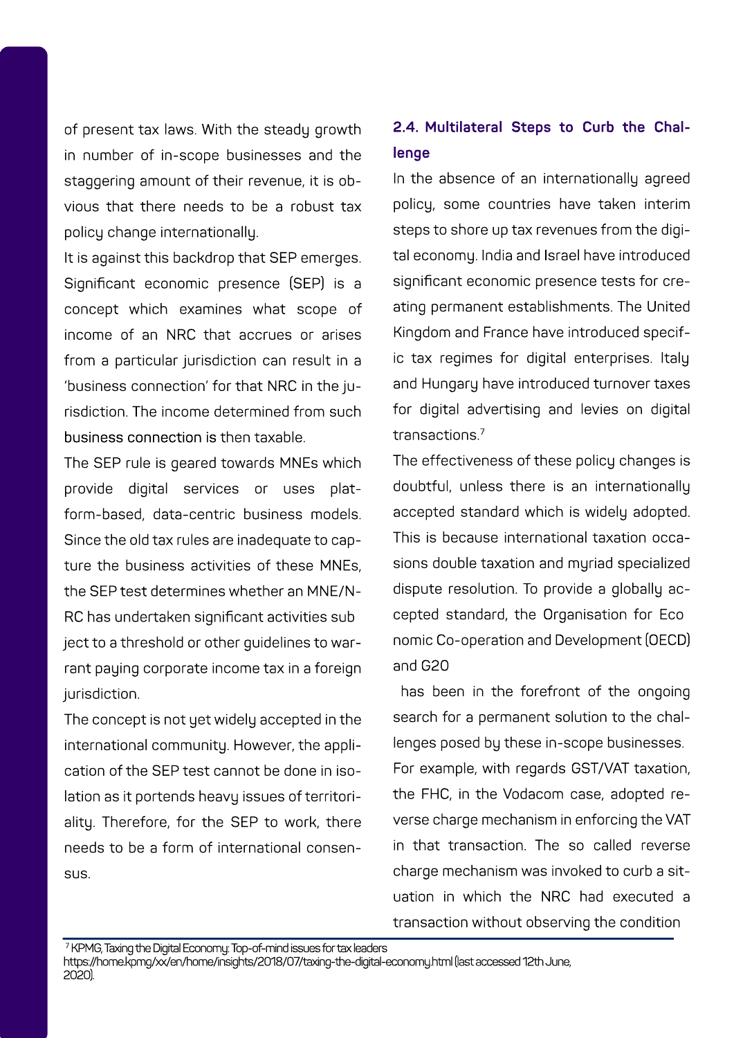of present tax laws. With the steady growth in number of in-scope businesses and the staggering amount of their revenue, it is obvious that there needs to be a robust tax policy change internationally.

It is against this backdrop that SEP emerges. Significant economic presence (SEP) is a concept which examines what scope of income of an NRC that accrues or arises from a particular jurisdiction can result in a 'business connection' for that NRC in the jurisdiction. The income determined from such business connection is then taxable.

The SEP rule is geared towards MNEs which provide digital services or uses platform-based, data-centric business models. Since the old tax rules are inadequate to capture the business activities of these MNEs, the SEP test determines whether an MNE/NRC has undertaken significant activities subject to a threshold or other guidelines to warrant paying corporate income tax in a foreign jurisdiction.

The concept is not yet widely accepted in the international community. However, the application of the SEP test cannot be done in isolation as it portends heavy issues of territoriality. Therefore, for the SEP to work, there needs to be a form of international consensus.

### 2.4. Multilateral Steps to Curb the Challenge

In the absence of an internationally agreed policy, some countries have taken interim steps to shore up tax revenues from the digital economy. India and Israel have introduced significant economic presence tests for creating permanent establishments. The United Kingdom and France have introduced specific tax regimes for digital enterprises. Italy and Hungary have introduced turnover taxes for digital advertising and levies on digital transactions.[7]

The effectiveness of these policy changes is doubtful, unless there is an internationally accepted standard which is widely adopted. This is because international taxation occasions double taxation and myriad specialized dispute resolution. To provide a globally accepted standard, the Organisation for Economic Co-operation and Development (OECD) and G20 has been in the forefront of the ongoing search for a permanent solution to the challenges posed by these in-scope businesses.

For example, with regards GST/VAT taxation, the FHC, in the Vodacom case, adopted reverse charge mechanism in enforcing the VAT in that transaction. The so called reverse charge mechanism was invoked to curb a situation in which the NRC had executed a transaction without observing the condition

---

[7] KPMG, Taxing the Digital Economy: Top-of-mind issues for tax leaders https://home.kpmg/xx/en/home/insights/2018/07/taxing-the-digital-economy.html (last accessed 12th June, 2020).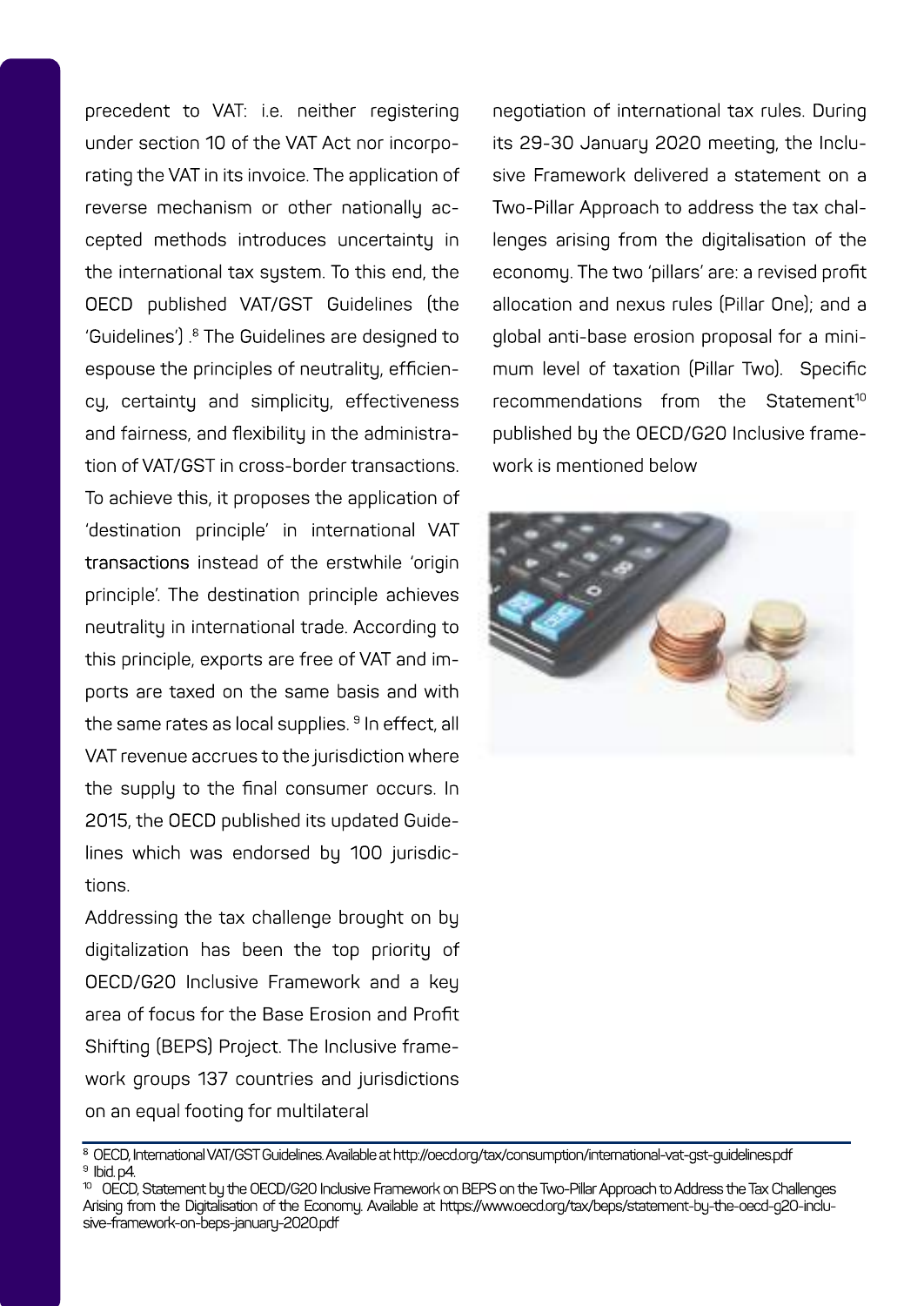precedent to VAT: i.e. neither registering under section 10 of the VAT Act nor incorporating the VAT in its invoice. The application of reverse mechanism or other nationally accepted methods introduces uncertainty in the international tax system. To this end, the OECD published VAT/GST Guidelines (the 'Guidelines') .[8] The Guidelines are designed to espouse the principles of neutrality, efficiency, certainty and simplicity, effectiveness and fairness, and flexibility in the administration of VAT/GST in cross-border transactions. To achieve this, it proposes the application of 'destination principle' in international VAT transactions instead of the erstwhile 'origin principle'. The destination principle achieves neutrality in international trade. According to this principle, exports are free of VAT and imports are taxed on the same basis and with the same rates as local supplies. [9] In effect, all VAT revenue accrues to the jurisdiction where the supply to the final consumer occurs. In 2015, the OECD published its updated Guidelines which was endorsed by 100 jurisdictions.

Addressing the tax challenge brought on by digitalization has been the top priority of OECD/G20 Inclusive Framework and a key area of focus for the Base Erosion and Profit Shifting (BEPS) Project. The Inclusive framework groups 137 countries and jurisdictions on an equal footing for multilateral negotiation of international tax rules. During its 29-30 January 2020 meeting, the Inclusive Framework delivered a statement on a Two-Pillar Approach to address the tax challenges arising from the digitalisation of the economy. The two 'pillars' are: a revised profit allocation and nexus rules (Pillar One); and a global anti-base erosion proposal for a minimum level of taxation (Pillar Two). Specific recommendations from the Statement[10] published by the OECD/G20 Inclusive framework is mentioned below

---

[8] OECD, International VAT/GST Guidelines. Available at http://oecd.org/tax/consumption/international-vat-gst-guidelines.pdf

[9] Ibid. p4.

[10] OECD, Statement by the OECD/G20 Inclusive Framework on BEPS on the Two-Pillar Approach to Address the Tax Challenges Arising from the Digitalisation of the Economy. Available at https://www.oecd.org/tax/beps/statement-by-the-oecd-g20-inclusive-framework-on-beps-january-2020.pdf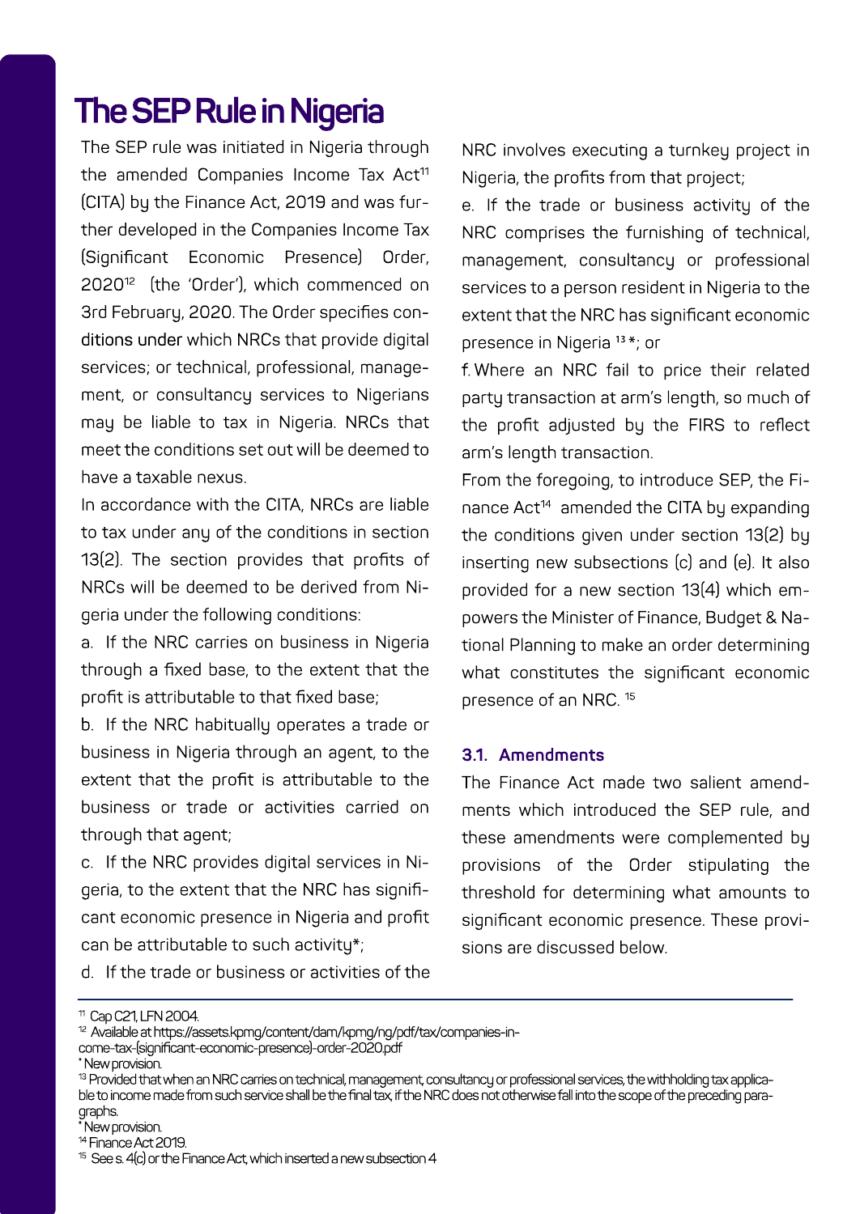# The SEP Rule in Nigeria

The SEP rule was initiated in Nigeria through the amended Companies Income Tax Act[11] (CITA) by the Finance Act, 2019 and was further developed in the Companies Income Tax (Significant Economic Presence) Order, 2020[12] (the 'Order'), which commenced on 3rd February, 2020. The Order specifies conditions under which NRCs that provide digital services; or technical, professional, management, or consultancy services to Nigerians may be liable to tax in Nigeria. NRCs that meet the conditions set out will be deemed to have a taxable nexus.

In accordance with the CITA, NRCs are liable to tax under any of the conditions in section 13(2). The section provides that profits of NRCs will be deemed to be derived from Nigeria under the following conditions:

a. If the NRC carries on business in Nigeria through a fixed base, to the extent that the profit is attributable to that fixed base;

b. If the NRC habitually operates a trade or business in Nigeria through an agent, to the extent that the profit is attributable to the business or trade or activities carried on through that agent;

c. If the NRC provides digital services in Nigeria, to the extent that the NRC has significant economic presence in Nigeria and profit can be attributable to such activity*;

d. If the trade or business or activities of the NRC involves executing a turnkey project in Nigeria, the profits from that project;

e. If the trade or business activity of the NRC comprises the furnishing of technical, management, consultancy or professional services to a person resident in Nigeria to the extent that the NRC has significant economic presence in Nigeria [13]*; or

f. Where an NRC fail to price their related party transaction at arm's length, so much of the profit adjusted by the FIRS to reflect arm's length transaction.

From the foregoing, to introduce SEP, the Finance Act[14] amended the CITA by expanding the conditions given under section 13(2) by inserting new subsections (c) and (e). It also provided for a new section 13(4) which empowers the Minister of Finance, Budget & National Planning to make an order determining what constitutes the significant economic presence of an NRC. [15]

### 3.1. Amendments

The Finance Act made two salient amendments which introduced the SEP rule, and these amendments were complemented by provisions of the Order stipulating the threshold for determining what amounts to significant economic presence. These provisions are discussed below.

---

[11] Cap C21, LFN 2004.

[12] Available at https://assets.kpmg/content/dam/kpmg/ng/pdf/tax/companies-income-tax-(significant-economic-presence)-order-2020.pdf

* New provision.

[13] Provided that when an NRC carries on technical, management, consultancy or professional services, the withholding tax applicable to income made from such service shall be the final tax, if the NRC does not otherwise fall into the scope of the preceding paragraphs.

* New provision.

[14] Finance Act 2019.

[15] See s. 4(c) or the Finance Act, which inserted a new subsection 4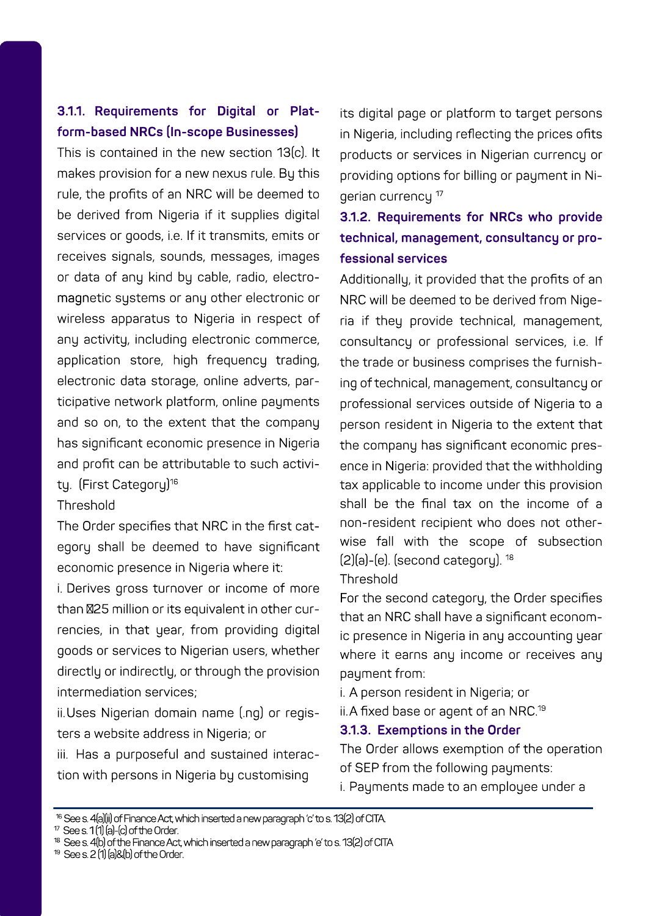### 3.1.1. Requirements for Digital or Platform-based NRCs (In-scope Businesses)

This is contained in the new section 13(c). It makes provision for a new nexus rule. By this rule, the profits of an NRC will be deemed to be derived from Nigeria if it supplies digital services or goods, i.e. If it transmits, emits or receives signals, sounds, messages, images or data of any kind by cable, radio, electromagnetic systems or any other electronic or wireless apparatus to Nigeria in respect of any activity, including electronic commerce, application store, high frequency trading, electronic data storage, online adverts, participative network platform, online payments and so on, to the extent that the company has significant economic presence in Nigeria and profit can be attributable to such activity. (First Category)[16]

Threshold

The Order specifies that NRC in the first category shall be deemed to have significant economic presence in Nigeria where it:

i. Derives gross turnover or income of more than ₦25 million or its equivalent in other currencies, in that year, from providing digital goods or services to Nigerian users, whether directly or indirectly, or through the provision intermediation services;

ii. Uses Nigerian domain name (.ng) or registers a website address in Nigeria; or

iii. Has a purposeful and sustained interaction with persons in Nigeria by customising its digital page or platform to target persons in Nigeria, including reflecting the prices ofits products or services in Nigerian currency or providing options for billing or payment in Nigerian currency [17]

### 3.1.2. Requirements for NRCs who provide technical, management, consultancy or professional services

Additionally, it provided that the profits of an NRC will be deemed to be derived from Nigeria if they provide technical, management, consultancy or professional services, i.e. If the trade or business comprises the furnishing of technical, management, consultancy or professional services outside of Nigeria to a person resident in Nigeria to the extent that the company has significant economic presence in Nigeria: provided that the withholding tax applicable to income under this provision shall be the final tax on the income of a non-resident recipient who does not otherwise fall with the scope of subsection (2)(a)-(e). (second category). [18]

Threshold

For the second category, the Order specifies that an NRC shall have a significant economic presence in Nigeria in any accounting year where it earns any income or receives any payment from:

i. A person resident in Nigeria; or

ii. A fixed base or agent of an NRC.[19]

### 3.1.3. Exemptions in the Order

The Order allows exemption of the operation of SEP from the following payments:

i. Payments made to an employee under a

---

[16] See s. 4(a)(ii) of Finance Act, which inserted a new paragraph 'c' to s. 13(2) of CITA.

[17] See s. 1(1) (a)-(c) of the Order.

[18] See s. 4(b) of the Finance Act, which inserted a new paragraph 'e' to s. 13(2) of CITA

[19] See s. 2 (1) (a)&(b) of the Order.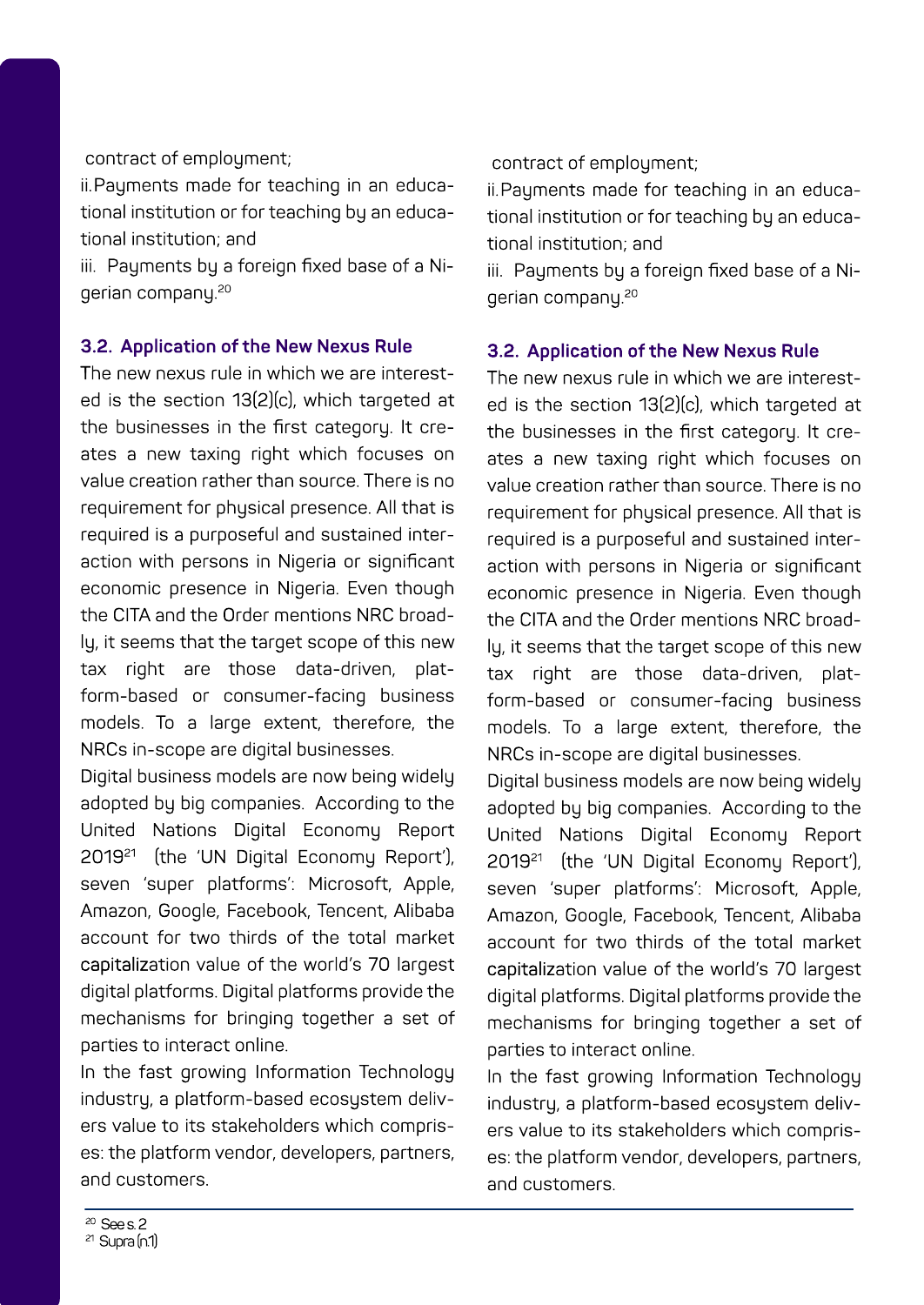contract of employment;

ii. Payments made for teaching in an educational institution or for teaching by an educational institution; and

iii. Payments by a foreign fixed base of a Nigerian company.[20]

### 3.2. Application of the New Nexus Rule

The new nexus rule in which we are interested is the section 13(2)(c), which targeted at the businesses in the first category. It creates a new taxing right which focuses on value creation rather than source. There is no requirement for physical presence. All that is required is a purposeful and sustained interaction with persons in Nigeria or significant economic presence in Nigeria. Even though the CITA and the Order mentions NRC broadly, it seems that the target scope of this new tax right are those data-driven, platform-based or consumer-facing business models. To a large extent, therefore, the NRCs in-scope are digital businesses.

Digital business models are now being widely adopted by big companies. According to the United Nations Digital Economy Report 2019[21] (the 'UN Digital Economy Report'), seven 'super platforms': Microsoft, Apple, Amazon, Google, Facebook, Tencent, Alibaba account for two thirds of the total market capitalization value of the world's 70 largest digital platforms. Digital platforms provide the mechanisms for bringing together a set of parties to interact online.

In the fast growing Information Technology industry, a platform-based ecosystem delivers value to its stakeholders which comprises: the platform vendor, developers, partners, and customers.

contract of employment;

ii. Payments made for teaching in an educational institution or for teaching by an educational institution; and

iii. Payments by a foreign fixed base of a Nigerian company.[20]

### 3.2. Application of the New Nexus Rule

The new nexus rule in which we are interested is the section 13(2)(c), which targeted at the businesses in the first category. It creates a new taxing right which focuses on value creation rather than source. There is no requirement for physical presence. All that is required is a purposeful and sustained interaction with persons in Nigeria or significant economic presence in Nigeria. Even though the CITA and the Order mentions NRC broadly, it seems that the target scope of this new tax right are those data-driven, platform-based or consumer-facing business models. To a large extent, therefore, the NRCs in-scope are digital businesses.

Digital business models are now being widely adopted by big companies. According to the United Nations Digital Economy Report 2019[21] (the 'UN Digital Economy Report'), seven 'super platforms': Microsoft, Apple, Amazon, Google, Facebook, Tencent, Alibaba account for two thirds of the total market capitalization value of the world's 70 largest digital platforms. Digital platforms provide the mechanisms for bringing together a set of parties to interact online.

In the fast growing Information Technology industry, a platform-based ecosystem delivers value to its stakeholders which comprises: the platform vendor, developers, partners, and customers.

---

[20] See s. 2

[21] Supra (n.1)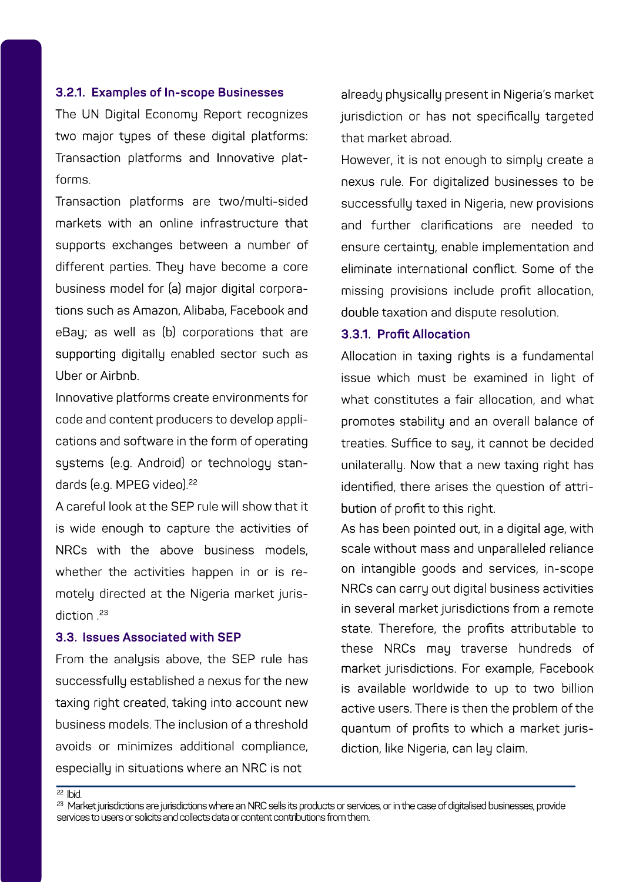### 3.2.1. Examples of In-scope Businesses

The UN Digital Economy Report recognizes two major types of these digital platforms: Transaction platforms and Innovative platforms.

Transaction platforms are two/multi-sided markets with an online infrastructure that supports exchanges between a number of different parties. They have become a core business model for (a) major digital corporations such as Amazon, Alibaba, Facebook and eBay; as well as (b) corporations that are supporting digitally enabled sector such as Uber or Airbnb.

Innovative platforms create environments for code and content producers to develop applications and software in the form of operating systems (e.g. Android) or technology standards (e.g. MPEG video).[22]

A careful look at the SEP rule will show that it is wide enough to capture the activities of NRCs with the above business models, whether the activities happen in or is remotely directed at the Nigeria market jurisdiction .[23]

## 3.3. Issues Associated with SEP

From the analysis above, the SEP rule has successfully established a nexus for the new taxing right created, taking into account new business models. The inclusion of a threshold avoids or minimizes additional compliance, especially in situations where an NRC is not already physically present in Nigeria's market jurisdiction or has not specifically targeted that market abroad.

However, it is not enough to simply create a nexus rule. For digitalized businesses to be successfully taxed in Nigeria, new provisions and further clarifications are needed to ensure certainty, enable implementation and eliminate international conflict. Some of the missing provisions include profit allocation, double taxation and dispute resolution.

### 3.3.1. Profit Allocation

Allocation in taxing rights is a fundamental issue which must be examined in light of what constitutes a fair allocation, and what promotes stability and an overall balance of treaties. Suffice to say, it cannot be decided unilaterally. Now that a new taxing right has identified, there arises the question of attribution of profit to this right.

As has been pointed out, in a digital age, with scale without mass and unparalleled reliance on intangible goods and services, in-scope NRCs can carry out digital business activities in several market jurisdictions from a remote state. Therefore, the profits attributable to these NRCs may traverse hundreds of market jurisdictions. For example, Facebook is available worldwide to up to two billion active users. There is then the problem of the quantum of profits to which a market jurisdiction, like Nigeria, can lay claim.

---

[22] Ibid.

[23] Market jurisdictions are jurisdictions where an NRC sells its products or services, or in the case of digitalised businesses, provide services to users or solicits and collects data or content contributions from them.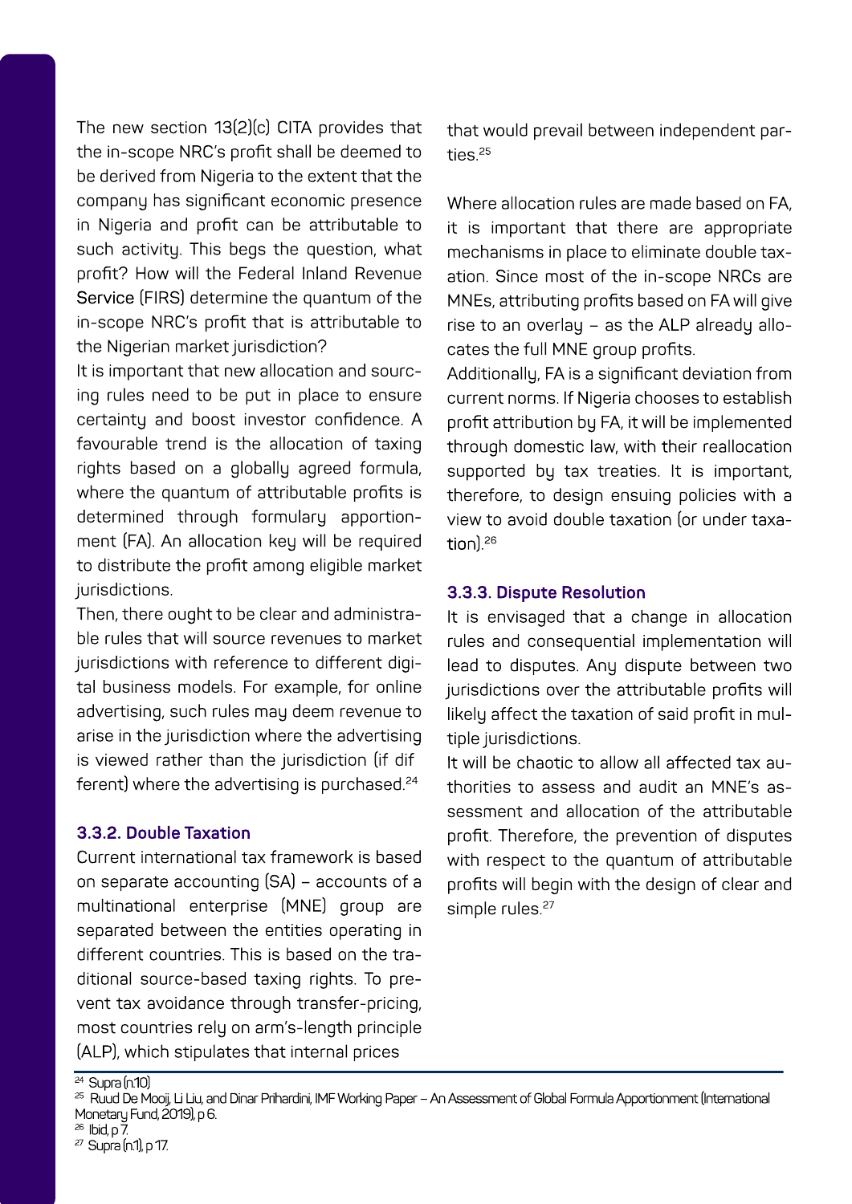The new section 13(2)(c) CITA provides that the in-scope NRC's profit shall be deemed to be derived from Nigeria to the extent that the company has significant economic presence in Nigeria and profit can be attributable to such activity. This begs the question, what profit? How will the Federal Inland Revenue Service (FIRS) determine the quantum of the in-scope NRC's profit that is attributable to the Nigerian market jurisdiction?

It is important that new allocation and sourcing rules need to be put in place to ensure certainty and boost investor confidence. A favourable trend is the allocation of taxing rights based on a globally agreed formula, where the quantum of attributable profits is determined through formulary apportionment (FA). An allocation key will be required to distribute the profit among eligible market jurisdictions.

Then, there ought to be clear and administrable rules that will source revenues to market jurisdictions with reference to different digital business models. For example, for online advertising, such rules may deem revenue to arise in the jurisdiction where the advertising is viewed rather than the jurisdiction (if different) where the advertising is purchased.[24]

### 3.3.2. Double Taxation

Current international tax framework is based on separate accounting (SA) – accounts of a multinational enterprise (MNE) group are separated between the entities operating in different countries. This is based on the traditional source-based taxing rights. To prevent tax avoidance through transfer-pricing, most countries rely on arm's-length principle (ALP), which stipulates that internal prices that would prevail between independent parties.[25]

Where allocation rules are made based on FA, it is important that there are appropriate mechanisms in place to eliminate double taxation. Since most of the in-scope NRCs are MNEs, attributing profits based on FA will give rise to an overlay – as the ALP already allocates the full MNE group profits.

Additionally, FA is a significant deviation from current norms. If Nigeria chooses to establish profit attribution by FA, it will be implemented through domestic law, with their reallocation supported by tax treaties. It is important, therefore, to design ensuing policies with a view to avoid double taxation (or under taxation).[26]

### 3.3.3. Dispute Resolution

It is envisaged that a change in allocation rules and consequential implementation will lead to disputes. Any dispute between two jurisdictions over the attributable profits will likely affect the taxation of said profit in multiple jurisdictions.

It will be chaotic to allow all affected tax authorities to assess and audit an MNE's assessment and allocation of the attributable profit. Therefore, the prevention of disputes with respect to the quantum of attributable profits will begin with the design of clear and simple rules.[27]

---

[24] Supra (n.10)

[25] Ruud De Mooij, Li Liu, and Dinar Prihardini, IMF Working Paper – An Assessment of Global Formula Apportionment (International Monetary Fund, 2019), p 6.

[26] Ibid, p 7.

[27] Supra (n.1), p 17.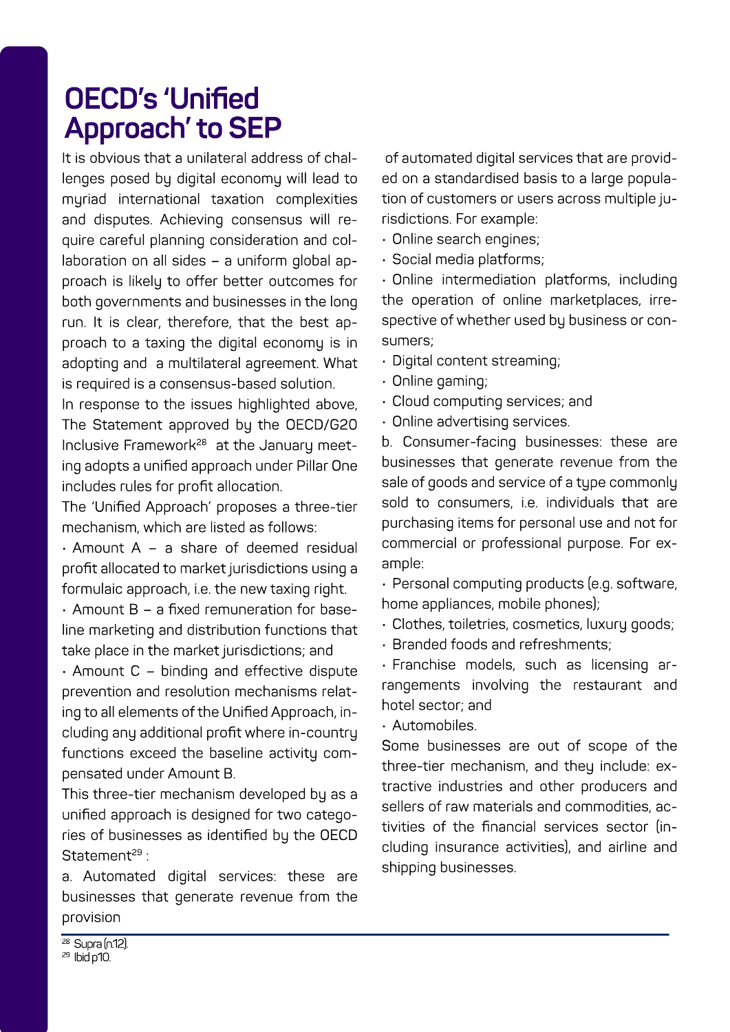# OECD's 'Unified Approach' to SEP

It is obvious that a unilateral address of challenges posed by digital economy will lead to myriad international taxation complexities and disputes. Achieving consensus will require careful planning consideration and collaboration on all sides – a uniform global approach is likely to offer better outcomes for both governments and businesses in the long run. It is clear, therefore, that the best approach to a taxing the digital economy is in adopting and a multilateral agreement. What is required is a consensus-based solution.

In response to the issues highlighted above, The Statement approved by the OECD/G20 Inclusive Framework[28] at the January meeting adopts a unified approach under Pillar One includes rules for profit allocation.

The 'Unified Approach' proposes a three-tier mechanism, which are listed as follows:

- Amount A – a share of deemed residual profit allocated to market jurisdictions using a formulaic approach, i.e. the new taxing right.
- Amount B – a fixed remuneration for baseline marketing and distribution functions that take place in the market jurisdictions; and
- Amount C – binding and effective dispute prevention and resolution mechanisms relating to all elements of the Unified Approach, including any additional profit where in-country functions exceed the baseline activity compensated under Amount B.

This three-tier mechanism developed by as a unified approach is designed for two categories of businesses as identified by the OECD Statement[29] :

a. Automated digital services: these are businesses that generate revenue from the provision of automated digital services that are provided on a standardised basis to a large population of customers or users across multiple jurisdictions. For example:

- Online search engines;
- Social media platforms;
- Online intermediation platforms, including the operation of online marketplaces, irrespective of whether used by business or consumers;
- Digital content streaming;
- Online gaming;
- Cloud computing services; and
- Online advertising services.

b. Consumer-facing businesses: these are businesses that generate revenue from the sale of goods and service of a type commonly sold to consumers, i.e. individuals that are purchasing items for personal use and not for commercial or professional purpose. For example:

- Personal computing products (e.g. software, home appliances, mobile phones);
- Clothes, toiletries, cosmetics, luxury goods;
- Branded foods and refreshments;
- Franchise models, such as licensing arrangements involving the restaurant and hotel sector; and
- Automobiles.

Some businesses are out of scope of the three-tier mechanism, and they include: extractive industries and other producers and sellers of raw materials and commodities, activities of the financial services sector (including insurance activities), and airline and shipping businesses.

---

[28] Supra (n.12).

[29] Ibid p10.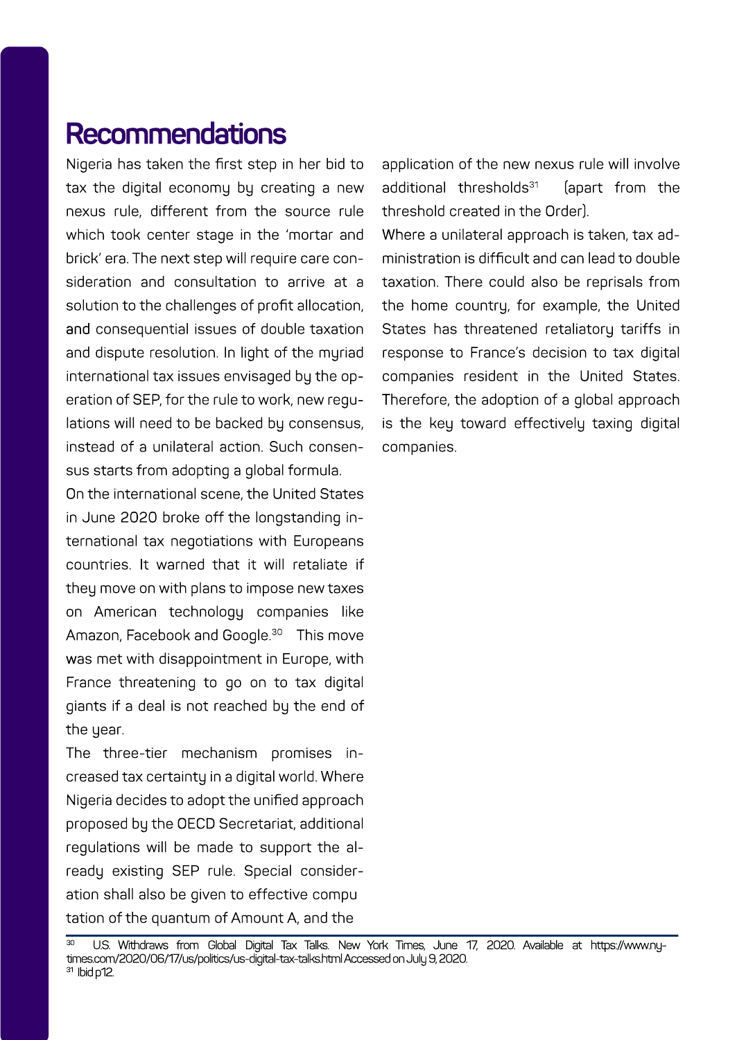# Recommendations

Nigeria has taken the first step in her bid to tax the digital economy by creating a new nexus rule, different from the source rule which took center stage in the 'mortar and brick' era. The next step will require care consideration and consultation to arrive at a solution to the challenges of profit allocation, and consequential issues of double taxation and dispute resolution. In light of the myriad international tax issues envisaged by the operation of SEP, for the rule to work, new regulations will need to be backed by consensus, instead of a unilateral action. Such consensus starts from adopting a global formula.

On the international scene, the United States in June 2020 broke off the longstanding international tax negotiations with Europeans countries. It warned that it will retaliate if they move on with plans to impose new taxes on American technology companies like Amazon, Facebook and Google.[30] This move was met with disappointment in Europe, with France threatening to go on to tax digital giants if a deal is not reached by the end of the year.

The three-tier mechanism promises increased tax certainty in a digital world. Where Nigeria decides to adopt the unified approach proposed by the OECD Secretariat, additional regulations will be made to support the already existing SEP rule. Special consideration shall also be given to effective computation of the quantum of Amount A, and the application of the new nexus rule will involve additional thresholds[31] (apart from the threshold created in the Order).

Where a unilateral approach is taken, tax administration is difficult and can lead to double taxation. There could also be reprisals from the home country, for example, the United States has threatened retaliatory tariffs in response to France's decision to tax digital companies resident in the United States. Therefore, the adoption of a global approach is the key toward effectively taxing digital companies.

---

[30] U.S. Withdraws from Global Digital Tax Talks. New York Times, June 17, 2020. Available at https://www.nytimes.com/2020/06/17/us/politics/us-digital-tax-talks.html Accessed on July 9, 2020.

[31] Ibid p12.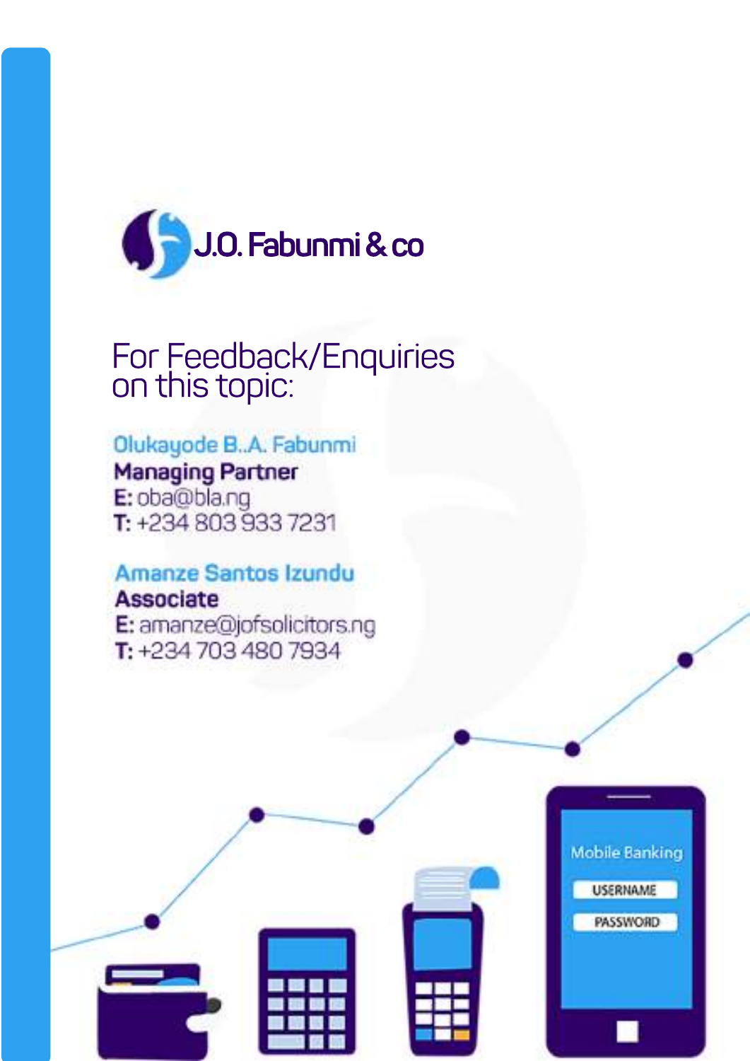J.O. Fabunmi & co

## For Feedback/Enquiries on this topic:

Olukayode B..A. Fabunmi
**Managing Partner**
**E:** oba@bla.ng
**T:** +234 803 933 7231

Amanze Santos Izundu
**Associate**
**E:** amanze@jofsolicitors.ng
**T:** +234 703 480 7934

Mobile Banking
USERNAME
PASSWORD